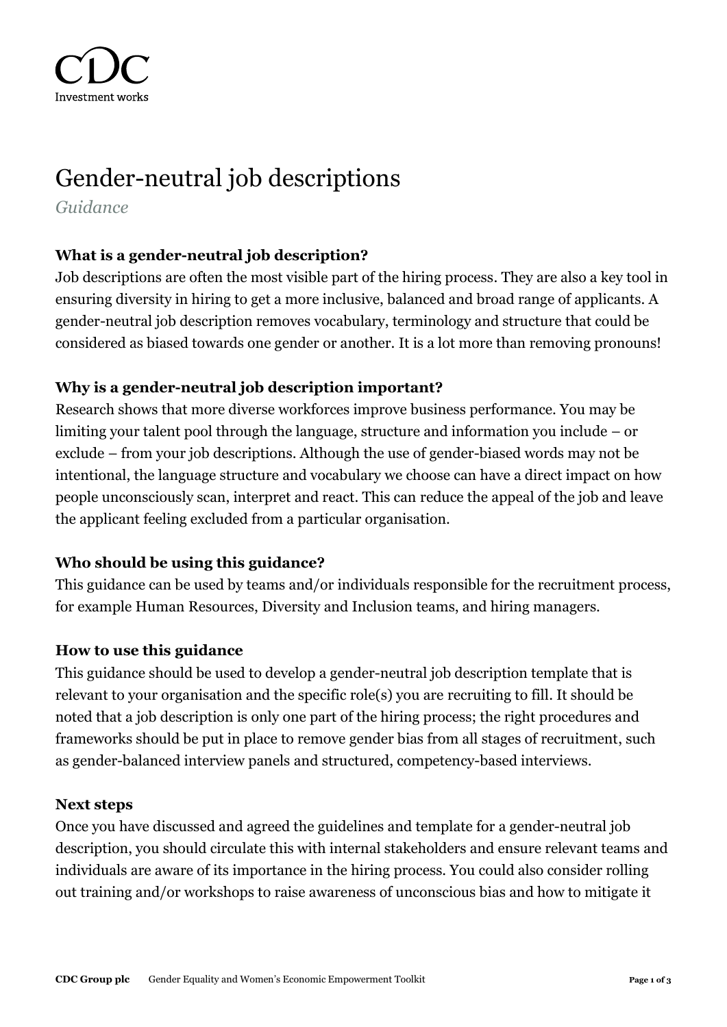# Gender-neutral job descriptions

*Guidance*

### What is a gender-neutral job description?

Job descriptions are often the most visible part of the hiring process. They are also a key tool in ensuring diversity in hiring to get a more inclusive, balanced and broad range of applicants. A gender-neutral job description removes vocabulary, terminology and structure that could be considered as biased towards one gender or another. It is a lot more than removing pronouns!

### Why is a gender-neutral job description important?

Research shows that more diverse workforces improve business performance. You may be limiting your talent pool through the language, structure and information you include – or exclude – from your job descriptions. Although the use of gender-biased words may not be intentional, the language structure and vocabulary we choose can have a direct impact on how people unconsciously scan, interpret and react. This can reduce the appeal of the job and leave the applicant feeling excluded from a particular organisation.

### Who should be using this guidance?

This guidance can be used by teams and/or individuals responsible for the recruitment process, for example Human Resources, Diversity and Inclusion teams, and hiring managers.

### How to use this guidance

This guidance should be used to develop a gender-neutral job description template that is relevant to your organisation and the specific role(s) you are recruiting to fill. It should be noted that a job description is only one part of the hiring process; the right procedures and frameworks should be put in place to remove gender bias from all stages of recruitment, such as gender-balanced interview panels and structured, competency-based interviews.

### Next steps

Once you have discussed and agreed the guidelines and template for a gender-neutral job description, you should circulate this with internal stakeholders and ensure relevant teams and individuals are aware of its importance in the hiring process. You could also consider rolling out training and/or workshops to raise awareness of unconscious bias and how to mitigate it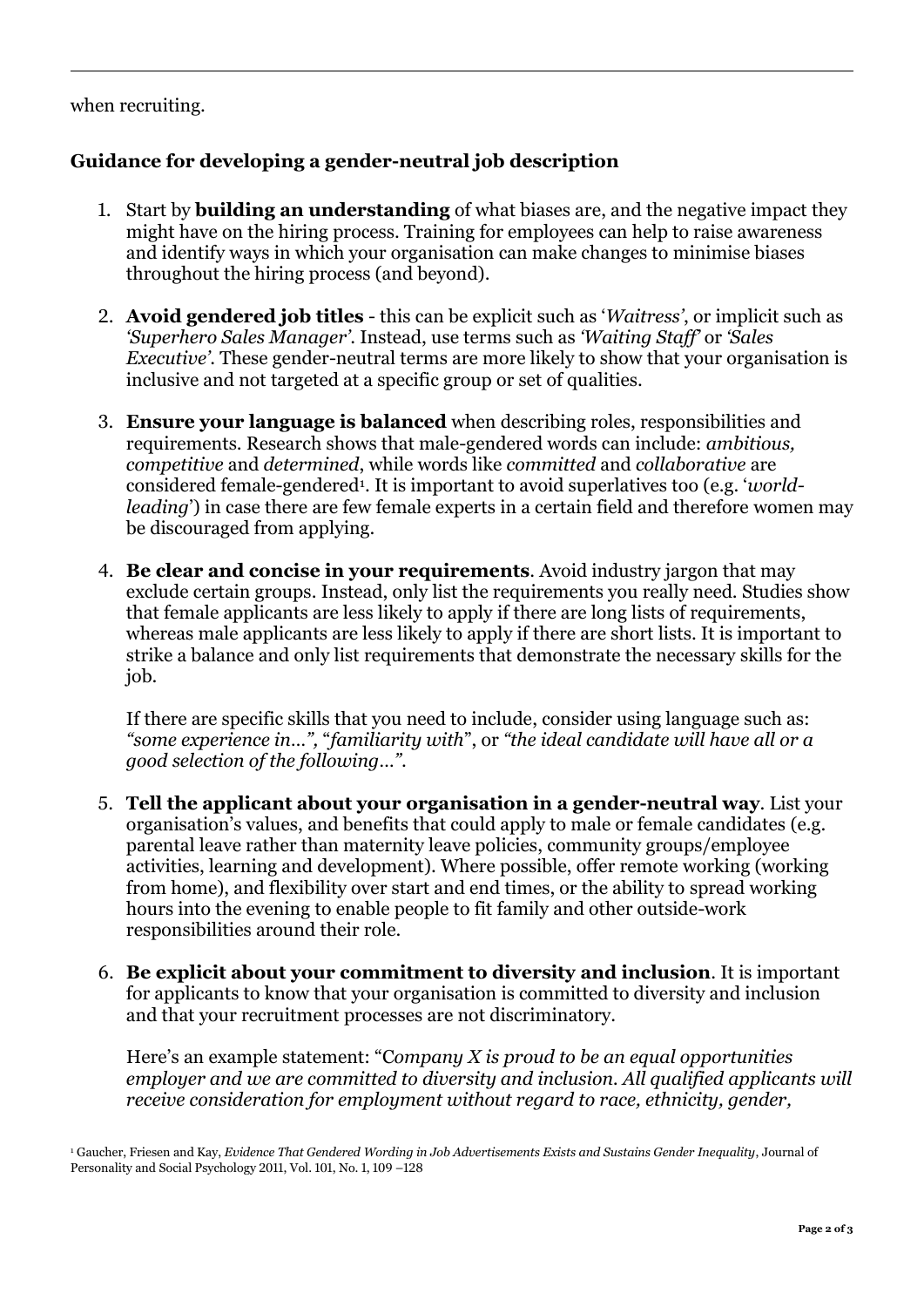when recruiting.

**Guidance for developing a gender-neutral job description**

1. Start by **building an understanding** of what biases are, and the negative impact they might have on the hiring process. Training for employees can help to raise awareness and identify ways in which your organisation can make changes to minimise biases throughout the hiring process (and beyond).

2. **Avoid gendered job titles** - this can be explicit such as '*Waitress*', or implicit such as *'Superhero Sales Manager'*. Instead, use terms such as *'Waiting Staff'* or *'Sales Executive'*. These gender-neutral terms are more likely to show that your organisation is inclusive and not targeted at a specific group or set of qualities.

3. **Ensure your language is balanced** when describing roles, responsibilities and requirements. Research shows that male-gendered words can include: *ambitious, competitive* and *determined*, while words like *committed* and *collaborative* are considered female-gendered[1]. It is important to avoid superlatives too (e.g. '*world-leading*') in case there are few female experts in a certain field and therefore women may be discouraged from applying.

4. **Be clear and concise in your requirements**. Avoid industry jargon that may exclude certain groups. Instead, only list the requirements you really need. Studies show that female applicants are less likely to apply if there are long lists of requirements, whereas male applicants are less likely to apply if there are short lists. It is important to strike a balance and only list requirements that demonstrate the necessary skills for the job.

   If there are specific skills that you need to include, consider using language such as: *"some experience in…"*, "*familiarity with*", or *"the ideal candidate will have all or a good selection of the following…"*.

5. **Tell the applicant about your organisation in a gender-neutral way**. List your organisation's values, and benefits that could apply to male or female candidates (e.g. parental leave rather than maternity leave policies, community groups/employee activities, learning and development). Where possible, offer remote working (working from home), and flexibility over start and end times, or the ability to spread working hours into the evening to enable people to fit family and other outside-work responsibilities around their role.

6. **Be explicit about your commitment to diversity and inclusion**. It is important for applicants to know that your organisation is committed to diversity and inclusion and that your recruitment processes are not discriminatory.

   Here's an example statement: "*Company X is proud to be an equal opportunities employer and we are committed to diversity and inclusion. All qualified applicants will receive consideration for employment without regard to race, ethnicity, gender,*

[1] Gaucher, Friesen and Kay, *Evidence That Gendered Wording in Job Advertisements Exists and Sustains Gender Inequality*, Journal of Personality and Social Psychology 2011, Vol. 101, No. 1, 109 –128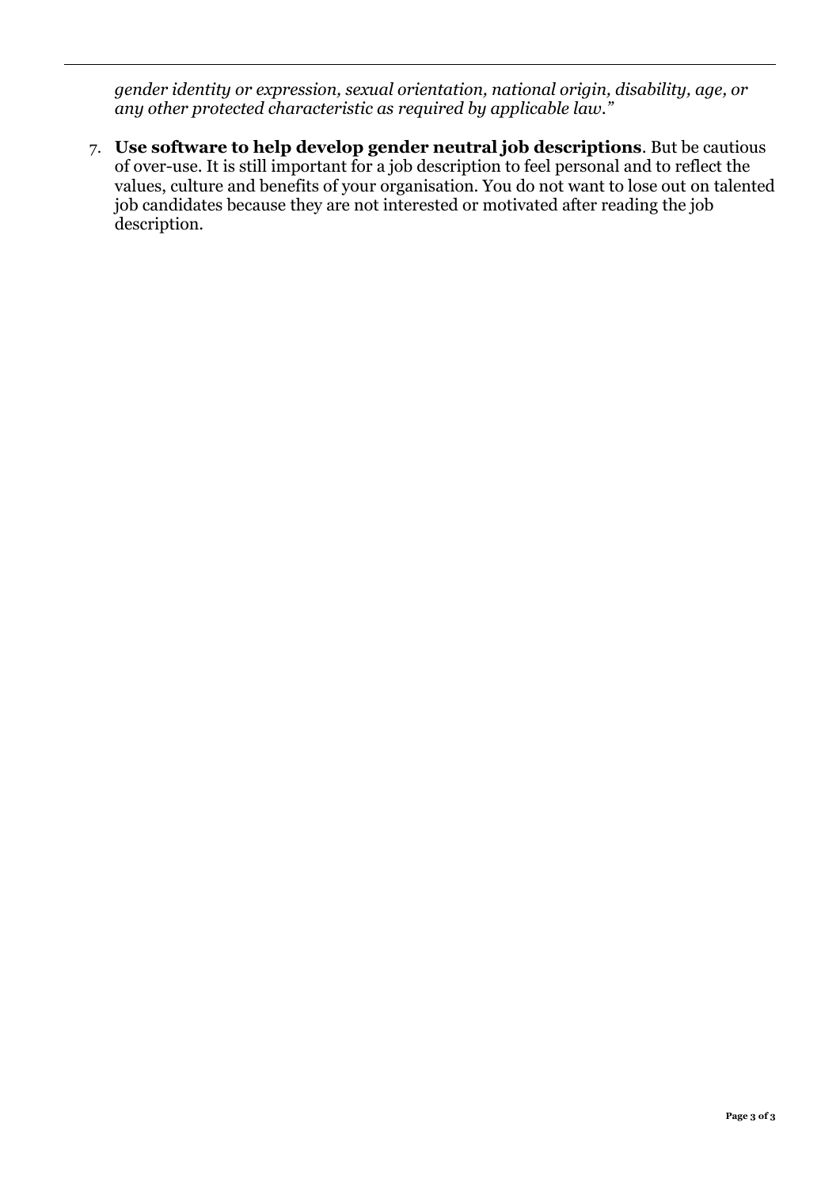*gender identity or expression, sexual orientation, national origin, disability, age, or any other protected characteristic as required by applicable law."*

7. **Use software to help develop gender neutral job descriptions**. But be cautious of over-use. It is still important for a job description to feel personal and to reflect the values, culture and benefits of your organisation. You do not want to lose out on talented job candidates because they are not interested or motivated after reading the job description.